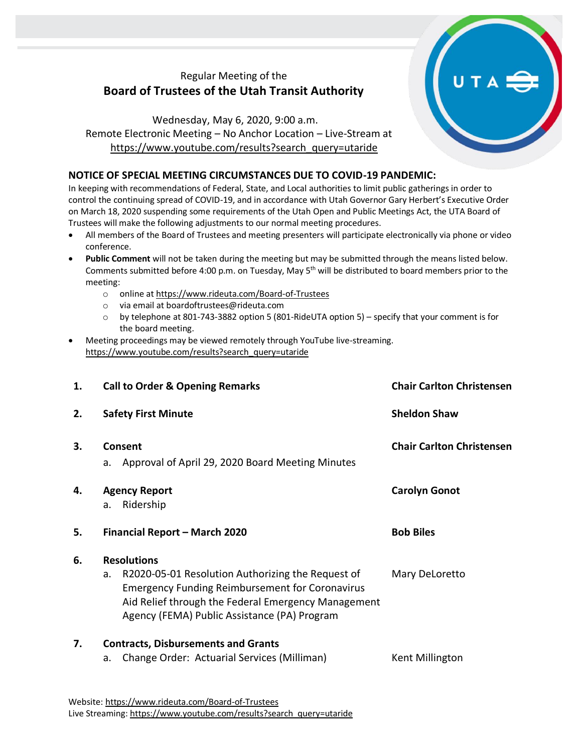Regular Meeting of the
# Board of Trustees of the Utah Transit Authority

Wednesday, May 6, 2020, 9:00 a.m.
Remote Electronic Meeting – No Anchor Location – Live-Stream at
https://www.youtube.com/results?search_query=utaride

## NOTICE OF SPECIAL MEETING CIRCUMSTANCES DUE TO COVID-19 PANDEMIC:

In keeping with recommendations of Federal, State, and Local authorities to limit public gatherings in order to control the continuing spread of COVID-19, and in accordance with Utah Governor Gary Herbert's Executive Order on March 18, 2020 suspending some requirements of the Utah Open and Public Meetings Act, the UTA Board of Trustees will make the following adjustments to our normal meeting procedures.

- All members of the Board of Trustees and meeting presenters will participate electronically via phone or video conference.
- **Public Comment** will not be taken during the meeting but may be submitted through the means listed below. Comments submitted before 4:00 p.m. on Tuesday, May 5th will be distributed to board members prior to the meeting:
  - online at https://www.rideuta.com/Board-of-Trustees
  - via email at boardoftrustees@rideuta.com
  - by telephone at 801-743-3882 option 5 (801-RideUTA option 5) – specify that your comment is for the board meeting.
- Meeting proceedings may be viewed remotely through YouTube live-streaming. https://www.youtube.com/results?search_query=utaride

| | | |
|---|---|---|
| **1.** | **Call to Order & Opening Remarks** | **Chair Carlton Christensen** |
| **2.** | **Safety First Minute** | **Sheldon Shaw** |
| **3.** | **Consent**<br>a. Approval of April 29, 2020 Board Meeting Minutes | **Chair Carlton Christensen** |
| **4.** | **Agency Report**<br>a. Ridership | **Carolyn Gonot** |
| **5.** | **Financial Report – March 2020** | **Bob Biles** |
| **6.** | **Resolutions**<br>a. R2020-05-01 Resolution Authorizing the Request of Emergency Funding Reimbursement for Coronavirus Aid Relief through the Federal Emergency Management Agency (FEMA) Public Assistance (PA) Program | Mary DeLoretto |
| **7.** | **Contracts, Disbursements and Grants**<br>a. Change Order: Actuarial Services (Milliman) | Kent Millington |

Website: https://www.rideuta.com/Board-of-Trustees
Live Streaming: https://www.youtube.com/results?search_query=utaride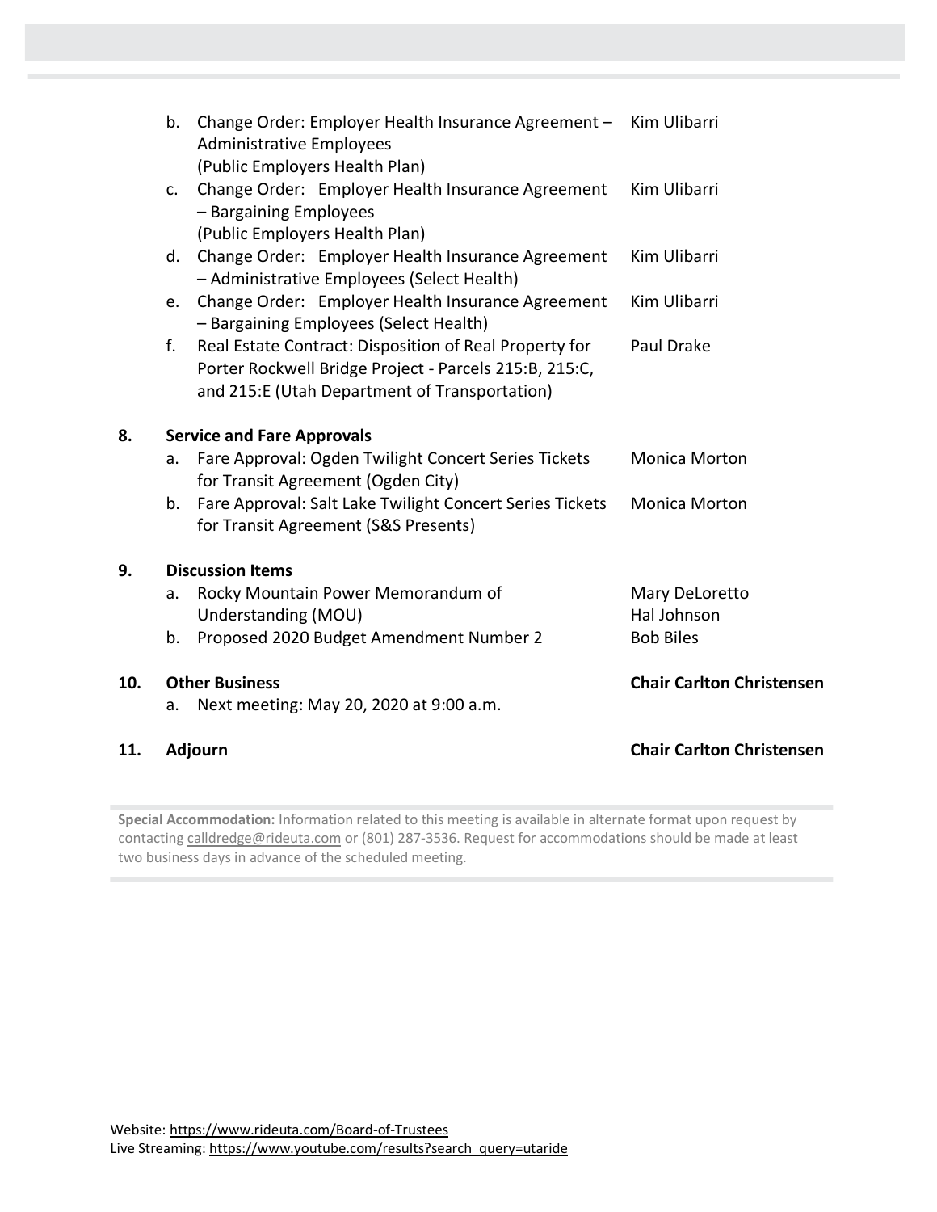b. Change Order: Employer Health Insurance Agreement – Administrative Employees (Public Employers Health Plan) — Kim Ulibarri

c. Change Order: Employer Health Insurance Agreement – Bargaining Employees (Public Employers Health Plan) — Kim Ulibarri

d. Change Order: Employer Health Insurance Agreement – Administrative Employees (Select Health) — Kim Ulibarri

e. Change Order: Employer Health Insurance Agreement – Bargaining Employees (Select Health) — Kim Ulibarri

f. Real Estate Contract: Disposition of Real Property for Porter Rockwell Bridge Project - Parcels 215:B, 215:C, and 215:E (Utah Department of Transportation) — Paul Drake

**8. Service and Fare Approvals**

a. Fare Approval: Ogden Twilight Concert Series Tickets for Transit Agreement (Ogden City) — Monica Morton

b. Fare Approval: Salt Lake Twilight Concert Series Tickets for Transit Agreement (S&S Presents) — Monica Morton

**9. Discussion Items**

a. Rocky Mountain Power Memorandum of Understanding (MOU) — Mary DeLoretto, Hal Johnson

b. Proposed 2020 Budget Amendment Number 2 — Bob Biles

**10. Other Business** — **Chair Carlton Christensen**

a. Next meeting: May 20, 2020 at 9:00 a.m.

**11. Adjourn** — **Chair Carlton Christensen**

**Special Accommodation:** Information related to this meeting is available in alternate format upon request by contacting calldredge@rideuta.com or (801) 287-3536. Request for accommodations should be made at least two business days in advance of the scheduled meeting.

Website: https://www.rideuta.com/Board-of-Trustees
Live Streaming: https://www.youtube.com/results?search_query=utaride